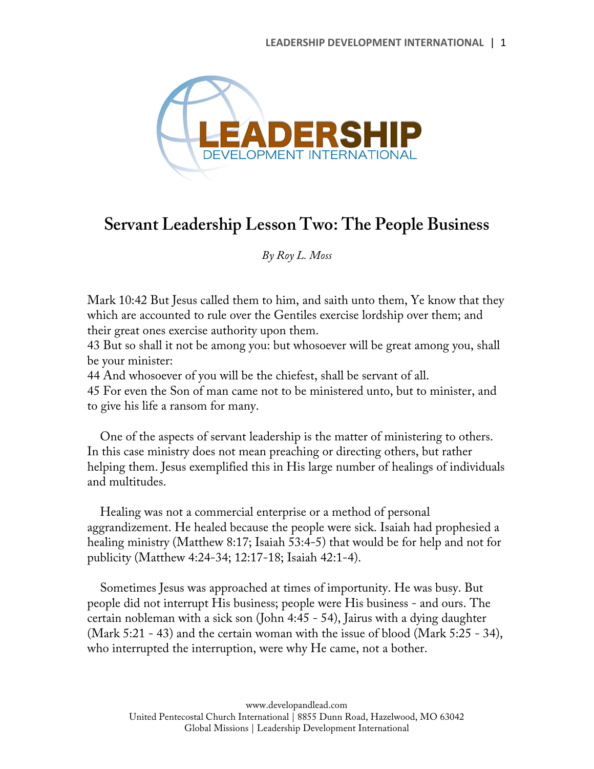# Servant Leadership Lesson Two: The People Business

*By Roy L. Moss*

Mark 10:42 But Jesus called them to him, and saith unto them, Ye know that they which are accounted to rule over the Gentiles exercise lordship over them; and their great ones exercise authority upon them.
43 But so shall it not be among you: but whosoever will be great among you, shall be your minister:
44 And whosoever of you will be the chiefest, shall be servant of all.
45 For even the Son of man came not to be ministered unto, but to minister, and to give his life a ransom for many.

One of the aspects of servant leadership is the matter of ministering to others. In this case ministry does not mean preaching or directing others, but rather helping them. Jesus exemplified this in His large number of healings of individuals and multitudes.

Healing was not a commercial enterprise or a method of personal aggrandizement. He healed because the people were sick. Isaiah had prophesied a healing ministry (Matthew 8:17; Isaiah 53:4-5) that would be for help and not for publicity (Matthew 4:24-34; 12:17-18; Isaiah 42:1-4).

Sometimes Jesus was approached at times of importunity. He was busy. But people did not interrupt His business; people were His business - and ours. The certain nobleman with a sick son (John 4:45 - 54), Jairus with a dying daughter (Mark 5:21 - 43) and the certain woman with the issue of blood (Mark 5:25 - 34), who interrupted the interruption, were why He came, not a bother.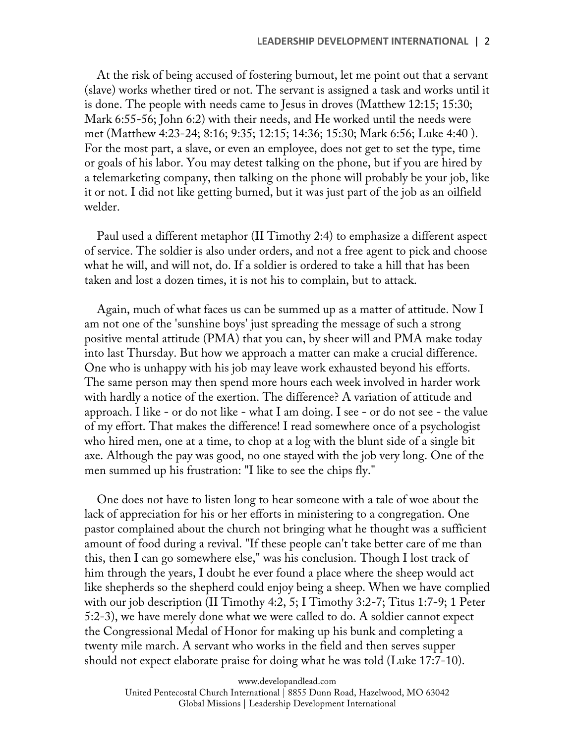At the risk of being accused of fostering burnout, let me point out that a servant (slave) works whether tired or not. The servant is assigned a task and works until it is done. The people with needs came to Jesus in droves (Matthew 12:15; 15:30; Mark 6:55-56; John 6:2) with their needs, and He worked until the needs were met (Matthew 4:23-24; 8:16; 9:35; 12:15; 14:36; 15:30; Mark 6:56; Luke 4:40 ). For the most part, a slave, or even an employee, does not get to set the type, time or goals of his labor. You may detest talking on the phone, but if you are hired by a telemarketing company, then talking on the phone will probably be your job, like it or not. I did not like getting burned, but it was just part of the job as an oilfield welder.

Paul used a different metaphor (II Timothy 2:4) to emphasize a different aspect of service. The soldier is also under orders, and not a free agent to pick and choose what he will, and will not, do. If a soldier is ordered to take a hill that has been taken and lost a dozen times, it is not his to complain, but to attack.

Again, much of what faces us can be summed up as a matter of attitude. Now I am not one of the 'sunshine boys' just spreading the message of such a strong positive mental attitude (PMA) that you can, by sheer will and PMA make today into last Thursday. But how we approach a matter can make a crucial difference. One who is unhappy with his job may leave work exhausted beyond his efforts. The same person may then spend more hours each week involved in harder work with hardly a notice of the exertion. The difference? A variation of attitude and approach. I like - or do not like - what I am doing. I see - or do not see - the value of my effort. That makes the difference! I read somewhere once of a psychologist who hired men, one at a time, to chop at a log with the blunt side of a single bit axe. Although the pay was good, no one stayed with the job very long. One of the men summed up his frustration: "I like to see the chips fly."

One does not have to listen long to hear someone with a tale of woe about the lack of appreciation for his or her efforts in ministering to a congregation. One pastor complained about the church not bringing what he thought was a sufficient amount of food during a revival. "If these people can't take better care of me than this, then I can go somewhere else," was his conclusion. Though I lost track of him through the years, I doubt he ever found a place where the sheep would act like shepherds so the shepherd could enjoy being a sheep. When we have complied with our job description (II Timothy 4:2, 5; I Timothy 3:2-7; Titus 1:7-9; 1 Peter 5:2-3), we have merely done what we were called to do. A soldier cannot expect the Congressional Medal of Honor for making up his bunk and completing a twenty mile march. A servant who works in the field and then serves supper should not expect elaborate praise for doing what he was told (Luke 17:7-10).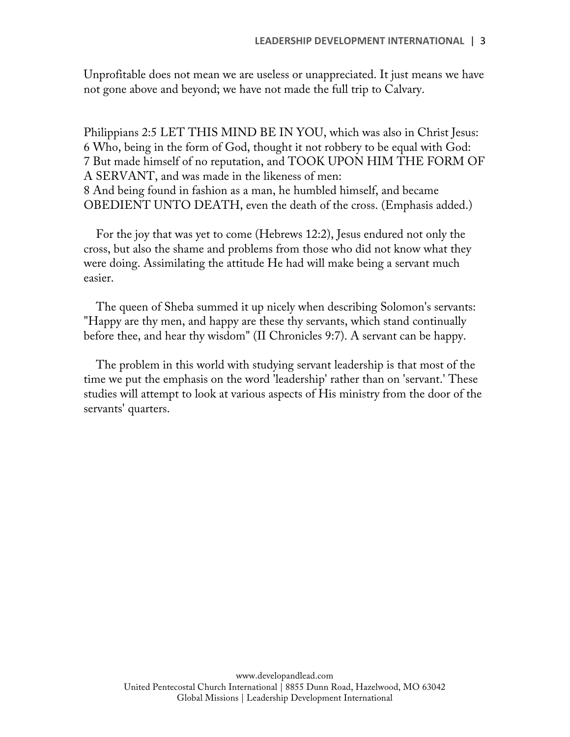Unprofitable does not mean we are useless or unappreciated. It just means we have not gone above and beyond; we have not made the full trip to Calvary.

Philippians 2:5 LET THIS MIND BE IN YOU, which was also in Christ Jesus:
6 Who, being in the form of God, thought it not robbery to be equal with God:
7 But made himself of no reputation, and TOOK UPON HIM THE FORM OF A SERVANT, and was made in the likeness of men:
8 And being found in fashion as a man, he humbled himself, and became OBEDIENT UNTO DEATH, even the death of the cross. (Emphasis added.)

For the joy that was yet to come (Hebrews 12:2), Jesus endured not only the cross, but also the shame and problems from those who did not know what they were doing. Assimilating the attitude He had will make being a servant much easier.

The queen of Sheba summed it up nicely when describing Solomon's servants: "Happy are thy men, and happy are these thy servants, which stand continually before thee, and hear thy wisdom" (II Chronicles 9:7). A servant can be happy.

The problem in this world with studying servant leadership is that most of the time we put the emphasis on the word 'leadership' rather than on 'servant.' These studies will attempt to look at various aspects of His ministry from the door of the servants' quarters.